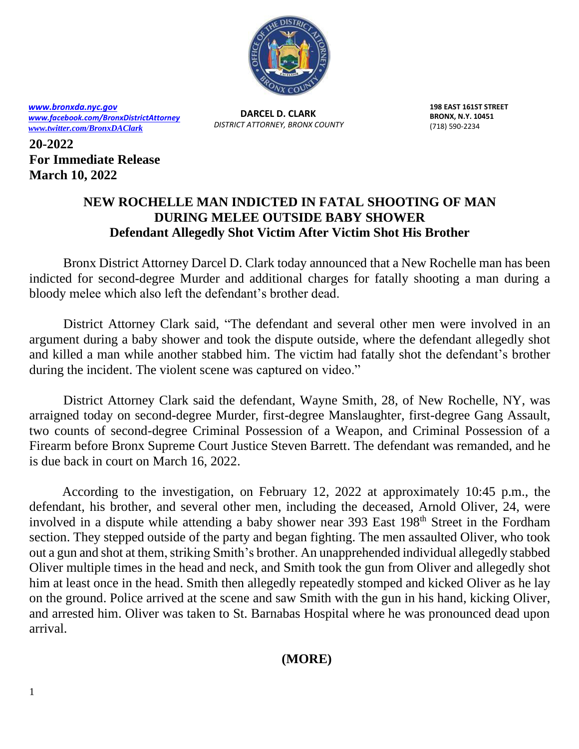[www.bronxda.nyc.gov](http://www.bronxda.nyc.gov)
[www.facebook.com/BronxDistrictAttorney](http://www.facebook.com/BronxDistrictAttorney)
[www.twitter.com/BronxDAClark](http://www.twitter.com/BronxDAClark)

**DARCEL D. CLARK**
*DISTRICT ATTORNEY, BRONX COUNTY*

**198 EAST 161ST STREET**
**BRONX, N.Y. 10451**
(718) 590-2234

**20-2022**
**For Immediate Release**
**March 10, 2022**

## NEW ROCHELLE MAN INDICTED IN FATAL SHOOTING OF MAN DURING MELEE OUTSIDE BABY SHOWER

### Defendant Allegedly Shot Victim After Victim Shot His Brother

Bronx District Attorney Darcel D. Clark today announced that a New Rochelle man has been indicted for second-degree Murder and additional charges for fatally shooting a man during a bloody melee which also left the defendant's brother dead.

District Attorney Clark said, "The defendant and several other men were involved in an argument during a baby shower and took the dispute outside, where the defendant allegedly shot and killed a man while another stabbed him. The victim had fatally shot the defendant's brother during the incident. The violent scene was captured on video."

District Attorney Clark said the defendant, Wayne Smith, 28, of New Rochelle, NY, was arraigned today on second-degree Murder, first-degree Manslaughter, first-degree Gang Assault, two counts of second-degree Criminal Possession of a Weapon, and Criminal Possession of a Firearm before Bronx Supreme Court Justice Steven Barrett. The defendant was remanded, and he is due back in court on March 16, 2022.

According to the investigation, on February 12, 2022 at approximately 10:45 p.m., the defendant, his brother, and several other men, including the deceased, Arnold Oliver, 24, were involved in a dispute while attending a baby shower near 393 East 198th Street in the Fordham section. They stepped outside of the party and began fighting. The men assaulted Oliver, who took out a gun and shot at them, striking Smith's brother. An unapprehended individual allegedly stabbed Oliver multiple times in the head and neck, and Smith took the gun from Oliver and allegedly shot him at least once in the head. Smith then allegedly repeatedly stomped and kicked Oliver as he lay on the ground. Police arrived at the scene and saw Smith with the gun in his hand, kicking Oliver, and arrested him. Oliver was taken to St. Barnabas Hospital where he was pronounced dead upon arrival.

**(MORE)**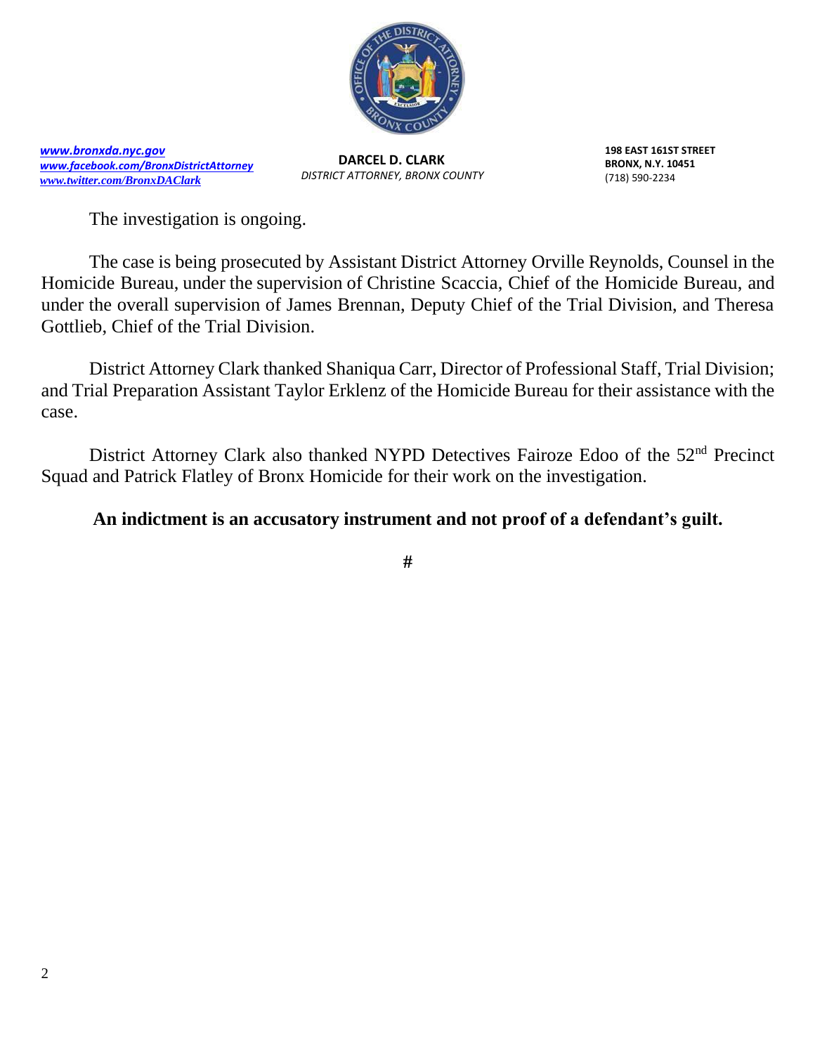The investigation is ongoing.

The case is being prosecuted by Assistant District Attorney Orville Reynolds, Counsel in the Homicide Bureau, under the supervision of Christine Scaccia, Chief of the Homicide Bureau, and under the overall supervision of James Brennan, Deputy Chief of the Trial Division, and Theresa Gottlieb, Chief of the Trial Division.

District Attorney Clark thanked Shaniqua Carr, Director of Professional Staff, Trial Division; and Trial Preparation Assistant Taylor Erklenz of the Homicide Bureau for their assistance with the case.

District Attorney Clark also thanked NYPD Detectives Fairoze Edoo of the 52nd Precinct Squad and Patrick Flatley of Bronx Homicide for their work on the investigation.

**An indictment is an accusatory instrument and not proof of a defendant's guilt.**

#